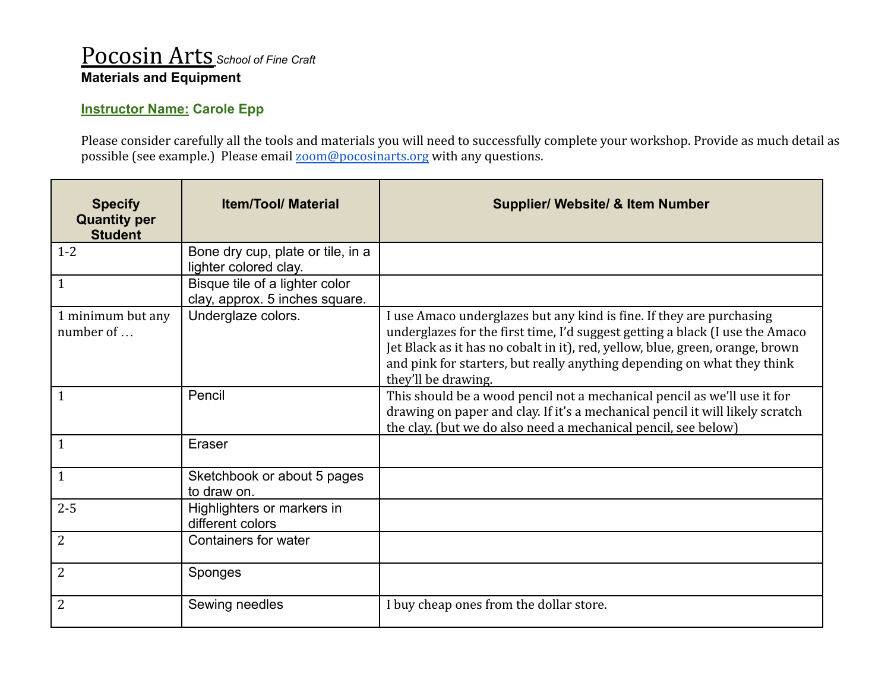# Pocosin Arts *School of Fine Craft*

**Materials and Equipment**

**Instructor Name: Carole Epp**

Please consider carefully all the tools and materials you will need to successfully complete your workshop. Provide as much detail as possible (see example.) Please email zoom@pocosinarts.org with any questions.

| Specify Quantity per Student | Item/Tool/ Material | Supplier/ Website/ & Item Number |
|---|---|---|
| 1-2 | Bone dry cup, plate or tile, in a lighter colored clay. | |
| 1 | Bisque tile of a lighter color clay, approx. 5 inches square. | |
| 1 minimum but any number of … | Underglaze colors. | I use Amaco underglazes but any kind is fine. If they are purchasing underglazes for the first time, I'd suggest getting a black (I use the Amaco Jet Black as it has no cobalt in it), red, yellow, blue, green, orange, brown and pink for starters, but really anything depending on what they think they'll be drawing. |
| 1 | Pencil | This should be a wood pencil not a mechanical pencil as we'll use it for drawing on paper and clay. If it's a mechanical pencil it will likely scratch the clay. (but we do also need a mechanical pencil, see below) |
| 1 | Eraser | |
| 1 | Sketchbook or about 5 pages to draw on. | |
| 2-5 | Highlighters or markers in different colors | |
| 2 | Containers for water | |
| 2 | Sponges | |
| 2 | Sewing needles | I buy cheap ones from the dollar store. |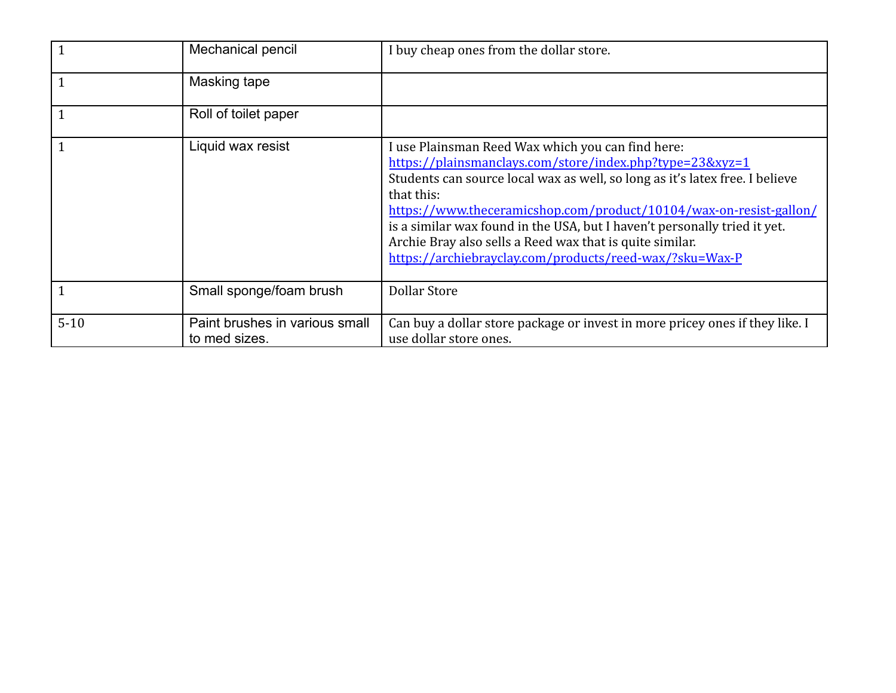| | | |
|---|---|---|
| 1 | Mechanical pencil | I buy cheap ones from the dollar store. |
| 1 | Masking tape | |
| 1 | Roll of toilet paper | |
| 1 | Liquid wax resist | I use Plainsman Reed Wax which you can find here: https://plainsmanclays.com/store/index.php?type=23&xyz=1 Students can source local wax as well, so long as it's latex free. I believe that this: https://www.theceramicshop.com/product/10104/wax-on-resist-gallon/ is a similar wax found in the USA, but I haven't personally tried it yet. Archie Bray also sells a Reed wax that is quite similar. https://archiebrayclay.com/products/reed-wax/?sku=Wax-P |
| 1 | Small sponge/foam brush | Dollar Store |
| 5-10 | Paint brushes in various small to med sizes. | Can buy a dollar store package or invest in more pricey ones if they like. I use dollar store ones. |